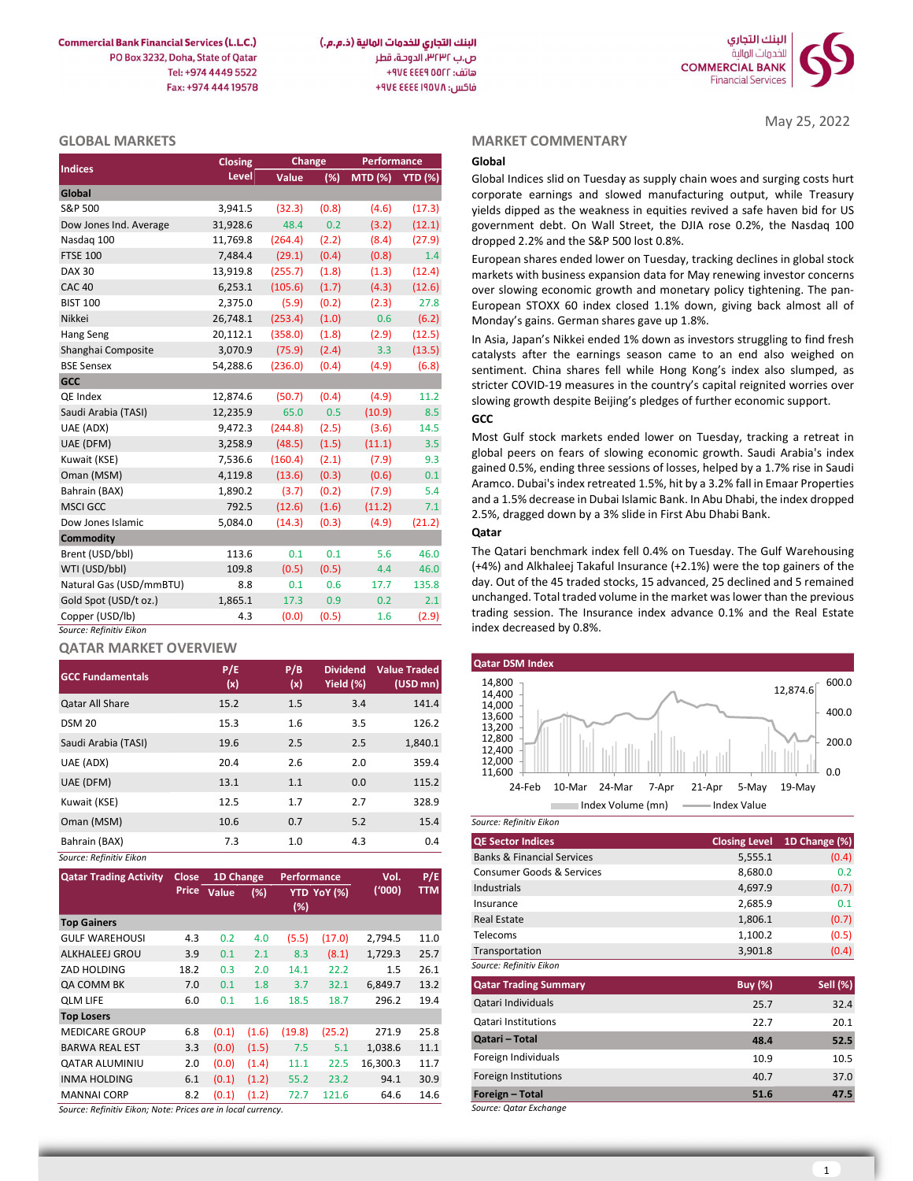Commercial Bank Financial Services (L.L.C.)
PO Box 3232, Doha, State of Qatar
Tel: +974 4449 5522
Fax: +974 444 19578

البنك التجاري للخدمات المالية (ذ.م.م.)
ص.ب ٣٢٣٢، الدوحة، قطر
هاتف: ٥٥٢٢ ٤٤٤٩ ٩٧٤+
فاكس: ١٩٥٧٨ ٤٤٤٤ ٩٧٤+

COMMERCIAL BANK Financial Services

May 25, 2022

## GLOBAL MARKETS

| Indices | Closing Level | Change Value | Change (%) | Performance MTD (%) | Performance YTD (%) |
|---|---|---|---|---|---|
| **Global** | | | | | |
| S&P 500 | 3,941.5 | (32.3) | (0.8) | (4.6) | (17.3) |
| Dow Jones Ind. Average | 31,928.6 | 48.4 | 0.2 | (3.2) | (12.1) |
| Nasdaq 100 | 11,769.8 | (264.4) | (2.2) | (8.4) | (27.9) |
| FTSE 100 | 7,484.4 | (29.1) | (0.4) | (0.8) | 1.4 |
| DAX 30 | 13,919.8 | (255.7) | (1.8) | (1.3) | (12.4) |
| CAC 40 | 6,253.1 | (105.6) | (1.7) | (4.3) | (12.6) |
| BIST 100 | 2,375.0 | (5.9) | (0.2) | (2.3) | 27.8 |
| Nikkei | 26,748.1 | (253.4) | (1.0) | 0.6 | (6.2) |
| Hang Seng | 20,112.1 | (358.0) | (1.8) | (2.9) | (12.5) |
| Shanghai Composite | 3,070.9 | (75.9) | (2.4) | 3.3 | (13.5) |
| BSE Sensex | 54,288.6 | (236.0) | (0.4) | (4.9) | (6.8) |
| **GCC** | | | | | |
| QE Index | 12,874.6 | (50.7) | (0.4) | (4.9) | 11.2 |
| Saudi Arabia (TASI) | 12,235.9 | 65.0 | 0.5 | (10.9) | 8.5 |
| UAE (ADX) | 9,472.3 | (244.8) | (2.5) | (3.6) | 14.5 |
| UAE (DFM) | 3,258.9 | (48.5) | (1.5) | (11.1) | 3.5 |
| Kuwait (KSE) | 7,536.6 | (160.4) | (2.1) | (7.9) | 9.3 |
| Oman (MSM) | 4,119.8 | (13.6) | (0.3) | (0.6) | 0.1 |
| Bahrain (BAX) | 1,890.2 | (3.7) | (0.2) | (7.9) | 5.4 |
| MSCI GCC | 792.5 | (12.6) | (1.6) | (11.2) | 7.1 |
| Dow Jones Islamic | 5,084.0 | (14.3) | (0.3) | (4.9) | (21.2) |
| **Commodity** | | | | | |
| Brent (USD/bbl) | 113.6 | 0.1 | 0.1 | 5.6 | 46.0 |
| WTI (USD/bbl) | 109.8 | (0.5) | (0.5) | 4.4 | 46.0 |
| Natural Gas (USD/mmBTU) | 8.8 | 0.1 | 0.6 | 17.7 | 135.8 |
| Gold Spot (USD/t oz.) | 1,865.1 | 17.3 | 0.9 | 0.2 | 2.1 |
| Copper (USD/lb) | 4.3 | (0.0) | (0.5) | 1.6 | (2.9) |

*Source: Refinitiv Eikon*

## QATAR MARKET OVERVIEW

| GCC Fundamentals | P/E (x) | P/B (x) | Dividend Yield (%) | Value Traded (USD mn) |
|---|---|---|---|---|
| Qatar All Share | 15.2 | 1.5 | 3.4 | 141.4 |
| DSM 20 | 15.3 | 1.6 | 3.5 | 126.2 |
| Saudi Arabia (TASI) | 19.6 | 2.5 | 2.5 | 1,840.1 |
| UAE (ADX) | 20.4 | 2.6 | 2.0 | 359.4 |
| UAE (DFM) | 13.1 | 1.1 | 0.0 | 115.2 |
| Kuwait (KSE) | 12.5 | 1.7 | 2.7 | 328.9 |
| Oman (MSM) | 10.6 | 0.7 | 5.2 | 15.4 |
| Bahrain (BAX) | 7.3 | 1.0 | 4.3 | 0.4 |

*Source: Refinitiv Eikon*

| Qatar Trading Activity | Close Price | 1D Change Value | 1D Change (%) | Performance YTD (%) | Performance YoY (%) | Vol. ('000) | P/E TTM |
|---|---|---|---|---|---|---|---|
| **Top Gainers** | | | | | | | |
| GULF WAREHOUSI | 4.3 | 0.2 | 4.0 | (5.5) | (17.0) | 2,794.5 | 11.0 |
| ALKHALEEJ GROU | 3.9 | 0.1 | 2.1 | 8.3 | (8.1) | 1,729.3 | 25.7 |
| ZAD HOLDING | 18.2 | 0.3 | 2.0 | 14.1 | 22.2 | 1.5 | 26.1 |
| QA COMM BK | 7.0 | 0.1 | 1.8 | 3.7 | 32.1 | 6,849.7 | 13.2 |
| QLM LIFE | 6.0 | 0.1 | 1.6 | 18.5 | 18.7 | 296.2 | 19.4 |
| **Top Losers** | | | | | | | |
| MEDICARE GROUP | 6.8 | (0.1) | (1.6) | (19.8) | (25.2) | 271.9 | 25.8 |
| BARWA REAL EST | 3.3 | (0.0) | (1.5) | 7.5 | 5.1 | 1,038.6 | 11.1 |
| QATAR ALUMINIU | 2.0 | (0.0) | (1.4) | 11.1 | 22.5 | 16,300.3 | 11.7 |
| INMA HOLDING | 6.1 | (0.1) | (1.2) | 55.2 | 23.2 | 94.1 | 30.9 |
| MANNAI CORP | 8.2 | (0.1) | (1.2) | 72.7 | 121.6 | 64.6 | 14.6 |

*Source: Refinitiv Eikon; Note: Prices are in local currency.*

## MARKET COMMENTARY

### Global

Global Indices slid on Tuesday as supply chain woes and surging costs hurt corporate earnings and slowed manufacturing output, while Treasury yields dipped as the weakness in equities revived a safe haven bid for US government debt. On Wall Street, the DJIA rose 0.2%, the Nasdaq 100 dropped 2.2% and the S&P 500 lost 0.8%.

European shares ended lower on Tuesday, tracking declines in global stock markets with business expansion data for May renewing investor concerns over slowing economic growth and monetary policy tightening. The pan-European STOXX 60 index closed 1.1% down, giving back almost all of Monday's gains. German shares gave up 1.8%.

In Asia, Japan's Nikkei ended 1% down as investors struggling to find fresh catalysts after the earnings season came to an end also weighed on sentiment. China shares fell while Hong Kong's index also slumped, as stricter COVID-19 measures in the country's capital reignited worries over slowing growth despite Beijing's pledges of further economic support.

### GCC

Most Gulf stock markets ended lower on Tuesday, tracking a retreat in global peers on fears of slowing economic growth. Saudi Arabia's index gained 0.5%, ending three sessions of losses, helped by a 1.7% rise in Saudi Aramco. Dubai's index retreated 1.5%, hit by a 3.2% fall in Emaar Properties and a 1.5% decrease in Dubai Islamic Bank. In Abu Dhabi, the index dropped 2.5%, dragged down by a 3% slide in First Abu Dhabi Bank.

### Qatar

The Qatari benchmark index fell 0.4% on Tuesday. The Gulf Warehousing (+4%) and Alkhaleej Takaful Insurance (+2.1%) were the top gainers of the day. Out of the 45 traded stocks, 15 advanced, 25 declined and 5 remained unchanged. Total traded volume in the market was lower than the previous trading session. The Insurance index advance 0.1% and the Real Estate index decreased by 0.8%.

**Qatar DSM Index**

Index Volume (mn) — Index Value (12,874.6)

*Source: Refinitiv Eikon*

| QE Sector Indices | Closing Level | 1D Change (%) |
|---|---|---|
| Banks & Financial Services | 5,555.1 | (0.4) |
| Consumer Goods & Services | 8,680.0 | 0.2 |
| Industrials | 4,697.9 | (0.7) |
| Insurance | 2,685.9 | 0.1 |
| Real Estate | 1,806.1 | (0.7) |
| Telecoms | 1,100.2 | (0.5) |
| Transportation | 3,901.8 | (0.4) |

*Source: Refinitiv Eikon*

| Qatar Trading Summary | Buy (%) | Sell (%) |
|---|---|---|
| Qatari Individuals | 25.7 | 32.4 |
| Qatari Institutions | 22.7 | 20.1 |
| **Qatari – Total** | **48.4** | **52.5** |
| Foreign Individuals | 10.9 | 10.5 |
| Foreign Institutions | 40.7 | 37.0 |
| **Foreign – Total** | **51.6** | **47.5** |

*Source: Qatar Exchange*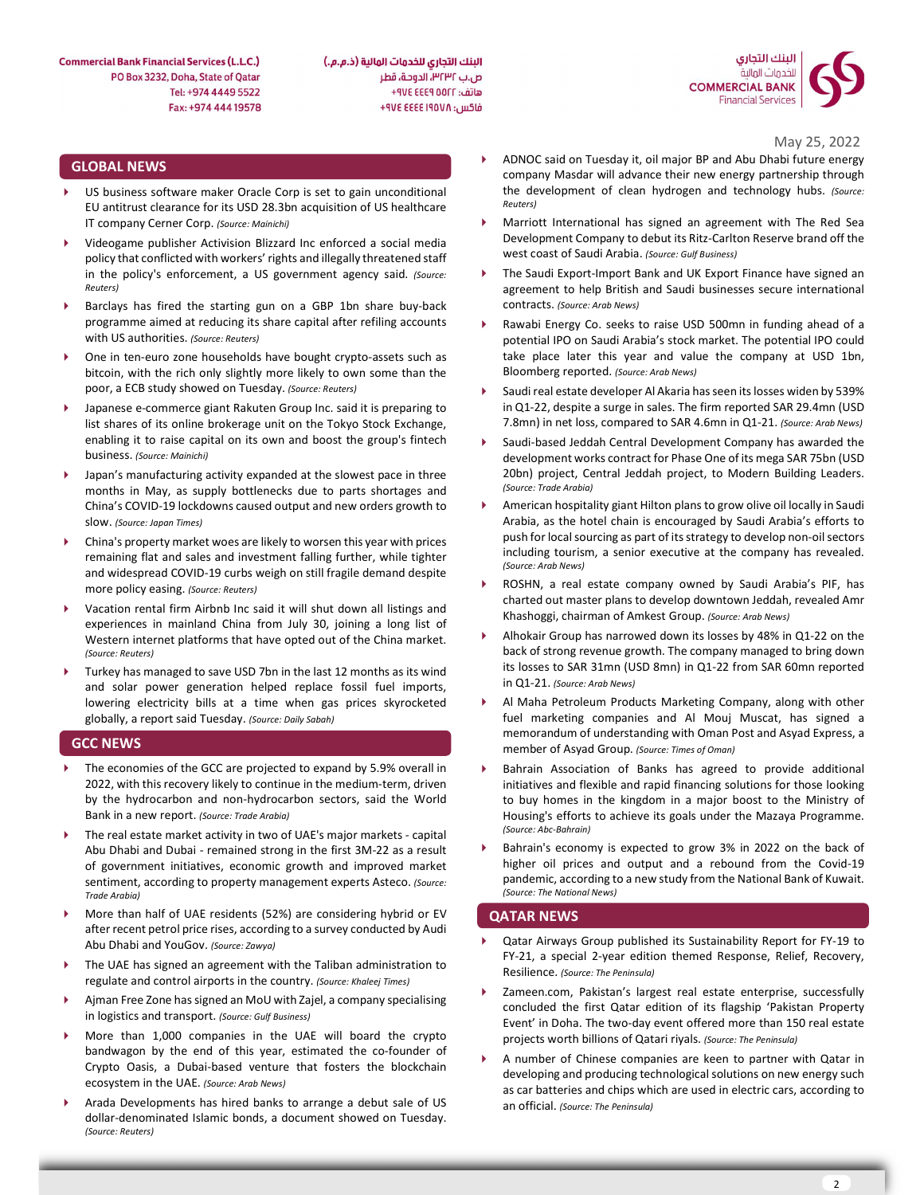May 25, 2022

## GLOBAL NEWS

- US business software maker Oracle Corp is set to gain unconditional EU antitrust clearance for its USD 28.3bn acquisition of US healthcare IT company Cerner Corp. *(Source: Mainichi)*
- Videogame publisher Activision Blizzard Inc enforced a social media policy that conflicted with workers' rights and illegally threatened staff in the policy's enforcement, a US government agency said. *(Source: Reuters)*
- Barclays has fired the starting gun on a GBP 1bn share buy-back programme aimed at reducing its share capital after refiling accounts with US authorities. *(Source: Reuters)*
- One in ten-euro zone households have bought crypto-assets such as bitcoin, with the rich only slightly more likely to own some than the poor, a ECB study showed on Tuesday. *(Source: Reuters)*
- Japanese e-commerce giant Rakuten Group Inc. said it is preparing to list shares of its online brokerage unit on the Tokyo Stock Exchange, enabling it to raise capital on its own and boost the group's fintech business. *(Source: Mainichi)*
- Japan's manufacturing activity expanded at the slowest pace in three months in May, as supply bottlenecks due to parts shortages and China's COVID-19 lockdowns caused output and new orders growth to slow. *(Source: Japan Times)*
- China's property market woes are likely to worsen this year with prices remaining flat and sales and investment falling further, while tighter and widespread COVID-19 curbs weigh on still fragile demand despite more policy easing. *(Source: Reuters)*
- Vacation rental firm Airbnb Inc said it will shut down all listings and experiences in mainland China from July 30, joining a long list of Western internet platforms that have opted out of the China market. *(Source: Reuters)*
- Turkey has managed to save USD 7bn in the last 12 months as its wind and solar power generation helped replace fossil fuel imports, lowering electricity bills at a time when gas prices skyrocketed globally, a report said Tuesday. *(Source: Daily Sabah)*

## GCC NEWS

- The economies of the GCC are projected to expand by 5.9% overall in 2022, with this recovery likely to continue in the medium-term, driven by the hydrocarbon and non-hydrocarbon sectors, said the World Bank in a new report. *(Source: Trade Arabia)*
- The real estate market activity in two of UAE's major markets - capital Abu Dhabi and Dubai - remained strong in the first 3M-22 as a result of government initiatives, economic growth and improved market sentiment, according to property management experts Asteco. *(Source: Trade Arabia)*
- More than half of UAE residents (52%) are considering hybrid or EV after recent petrol price rises, according to a survey conducted by Audi Abu Dhabi and YouGov. *(Source: Zawya)*
- The UAE has signed an agreement with the Taliban administration to regulate and control airports in the country. *(Source: Khaleej Times)*
- Ajman Free Zone has signed an MoU with Zajel, a company specialising in logistics and transport. *(Source: Gulf Business)*
- More than 1,000 companies in the UAE will board the crypto bandwagon by the end of this year, estimated the co-founder of Crypto Oasis, a Dubai-based venture that fosters the blockchain ecosystem in the UAE. *(Source: Arab News)*
- Arada Developments has hired banks to arrange a debut sale of US dollar-denominated Islamic bonds, a document showed on Tuesday. *(Source: Reuters)*
- ADNOC said on Tuesday it, oil major BP and Abu Dhabi future energy company Masdar will advance their new energy partnership through the development of clean hydrogen and technology hubs. *(Source: Reuters)*
- Marriott International has signed an agreement with The Red Sea Development Company to debut its Ritz-Carlton Reserve brand off the west coast of Saudi Arabia. *(Source: Gulf Business)*
- The Saudi Export-Import Bank and UK Export Finance have signed an agreement to help British and Saudi businesses secure international contracts. *(Source: Arab News)*
- Rawabi Energy Co. seeks to raise USD 500mn in funding ahead of a potential IPO on Saudi Arabia's stock market. The potential IPO could take place later this year and value the company at USD 1bn, Bloomberg reported. *(Source: Arab News)*
- Saudi real estate developer Al Akaria has seen its losses widen by 539% in Q1-22, despite a surge in sales. The firm reported SAR 29.4mn (USD 7.8mn) in net loss, compared to SAR 4.6mn in Q1-21. *(Source: Arab News)*
- Saudi-based Jeddah Central Development Company has awarded the development works contract for Phase One of its mega SAR 75bn (USD 20bn) project, Central Jeddah project, to Modern Building Leaders. *(Source: Trade Arabia)*
- American hospitality giant Hilton plans to grow olive oil locally in Saudi Arabia, as the hotel chain is encouraged by Saudi Arabia's efforts to push for local sourcing as part of its strategy to develop non-oil sectors including tourism, a senior executive at the company has revealed. *(Source: Arab News)*
- ROSHN, a real estate company owned by Saudi Arabia's PIF, has charted out master plans to develop downtown Jeddah, revealed Amr Khashoggi, chairman of Amkest Group. *(Source: Arab News)*
- Alhokair Group has narrowed down its losses by 48% in Q1-22 on the back of strong revenue growth. The company managed to bring down its losses to SAR 31mn (USD 8mn) in Q1-22 from SAR 60mn reported in Q1-21. *(Source: Arab News)*
- Al Maha Petroleum Products Marketing Company, along with other fuel marketing companies and Al Mouj Muscat, has signed a memorandum of understanding with Oman Post and Asyad Express, a member of Asyad Group. *(Source: Times of Oman)*
- Bahrain Association of Banks has agreed to provide additional initiatives and flexible and rapid financing solutions for those looking to buy homes in the kingdom in a major boost to the Ministry of Housing's efforts to achieve its goals under the Mazaya Programme. *(Source: Abc-Bahrain)*
- Bahrain's economy is expected to grow 3% in 2022 on the back of higher oil prices and output and a rebound from the Covid-19 pandemic, according to a new study from the National Bank of Kuwait. *(Source: The National News)*

## QATAR NEWS

- Qatar Airways Group published its Sustainability Report for FY-19 to FY-21, a special 2-year edition themed Response, Relief, Recovery, Resilience. *(Source: The Peninsula)*
- Zameen.com, Pakistan's largest real estate enterprise, successfully concluded the first Qatar edition of its flagship 'Pakistan Property Event' in Doha. The two-day event offered more than 150 real estate projects worth billions of Qatari riyals. *(Source: The Peninsula)*
- A number of Chinese companies are keen to partner with Qatar in developing and producing technological solutions on new energy such as car batteries and chips which are used in electric cars, according to an official. *(Source: The Peninsula)*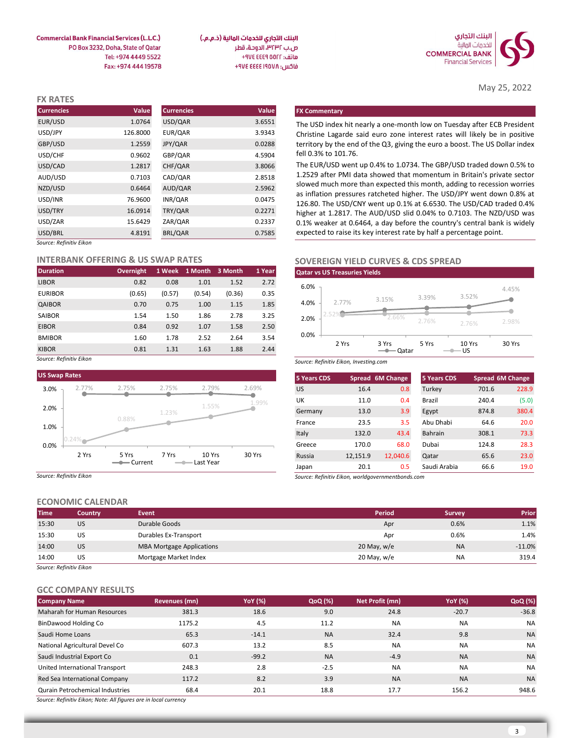Commercial Bank Financial Services (L.L.C.)
PO Box 3232, Doha, State of Qatar
Tel: +974 4449 5522
Fax: +974 444 19578

البنك التجاري للخدمات المالية (ذ.م.م.)
ص.ب ٣٢٣٢، الدوحة، قطر
هاتف: ٥٥٢٢ ٤٤٤٩ ٩٧٤+
فاكس: ١٩٥٧٨ ٤٤٤٤ ٩٧٤+

May 25, 2022

## FX RATES

| Currencies | Value | Currencies | Value |
|---|---|---|---|
| EUR/USD | 1.0764 | USD/QAR | 3.6551 |
| USD/JPY | 126.8000 | EUR/QAR | 3.9343 |
| GBP/USD | 1.2559 | JPY/QAR | 0.0288 |
| USD/CHF | 0.9602 | GBP/QAR | 4.5904 |
| USD/CAD | 1.2817 | CHF/QAR | 3.8066 |
| AUD/USD | 0.7103 | CAD/QAR | 2.8518 |
| NZD/USD | 0.6464 | AUD/QAR | 2.5962 |
| USD/INR | 76.9600 | INR/QAR | 0.0475 |
| USD/TRY | 16.0914 | TRY/QAR | 0.2271 |
| USD/ZAR | 15.6429 | ZAR/QAR | 0.2337 |
| USD/BRL | 4.8191 | BRL/QAR | 0.7585 |

*Source: Refinitiv Eikon*

### FX Commentary

The USD index hit nearly a one-month low on Tuesday after ECB President Christine Lagarde said euro zone interest rates will likely be in positive territory by the end of the Q3, giving the euro a boost. The US Dollar index fell 0.3% to 101.76.

The EUR/USD went up 0.4% to 1.0734. The GBP/USD traded down 0.5% to 1.2529 after PMI data showed that momentum in Britain's private sector slowed much more than expected this month, adding to recession worries as inflation pressures ratcheted higher. The USD/JPY went down 0.8% at 126.80. The USD/CNY went up 0.1% at 6.6530. The USD/CAD traded 0.4% higher at 1.2817. The AUD/USD slid 0.04% to 0.7103. The NZD/USD was 0.1% weaker at 0.6464, a day before the country's central bank is widely expected to raise its key interest rate by half a percentage point.

## INTERBANK OFFERING & US SWAP RATES

| Duration | Overnight | 1 Week | 1 Month | 3 Month | 1 Year |
|---|---|---|---|---|---|
| LIBOR | 0.82 | 0.08 | 1.01 | 1.52 | 2.72 |
| EURIBOR | (0.65) | (0.57) | (0.54) | (0.36) | 0.35 |
| QAIBOR | 0.70 | 0.75 | 1.00 | 1.15 | 1.85 |
| SAIBOR | 1.54 | 1.50 | 1.86 | 2.78 | 3.25 |
| EIBOR | 0.84 | 0.92 | 1.07 | 1.58 | 2.50 |
| BMIBOR | 1.60 | 1.78 | 2.52 | 2.64 | 3.54 |
| KIBOR | 0.81 | 1.31 | 1.63 | 1.88 | 2.44 |

*Source: Refinitiv Eikon*

### US Swap Rates

| | 2 Yrs | 5 Yrs | 7 Yrs | 10 Yrs | 30 Yrs |
|---|---|---|---|---|---|
| Current | 2.77% | 2.75% | 2.75% | 2.79% | 2.69% |
| Last Year | 0.24% | 0.88% | 1.23% | 1.55% | 1.99% |

*Source: Refinitiv Eikon*

## SOVEREIGN YIELD CURVES & CDS SPREAD

### Qatar vs US Treasuries Yields

| | 2 Yrs | 3 Yrs | 5 Yrs | 10 Yrs | 30 Yrs |
|---|---|---|---|---|---|
| Qatar | 2.77% | 3.15% | 3.39% | 3.52% | 4.45% |
| US | 2.52% | 2.66% | 2.76% | 2.76% | 2.98% |

*Source: Refinitiv Eikon, Investing.com*

| 5 Years CDS | Spread | 6M Change | 5 Years CDS | Spread | 6M Change |
|---|---|---|---|---|---|
| US | 16.4 | 0.8 | Turkey | 701.6 | 228.9 |
| UK | 11.0 | 0.4 | Brazil | 240.4 | (5.0) |
| Germany | 13.0 | 3.9 | Egypt | 874.8 | 380.4 |
| France | 23.5 | 3.5 | Abu Dhabi | 64.6 | 20.0 |
| Italy | 132.0 | 43.4 | Bahrain | 308.1 | 73.3 |
| Greece | 170.0 | 68.0 | Dubai | 124.8 | 28.3 |
| Russia | 12,151.9 | 12,040.6 | Qatar | 65.6 | 23.0 |
| Japan | 20.1 | 0.5 | Saudi Arabia | 66.6 | 19.0 |

*Source: Refinitiv Eikon, worldgovernmentbonds.com*

## ECONOMIC CALENDAR

| Time | Country | Event | Period | Survey | Prior |
|---|---|---|---|---|---|
| 15:30 | US | Durable Goods | Apr | 0.6% | 1.1% |
| 15:30 | US | Durables Ex-Transport | Apr | 0.6% | 1.4% |
| 14:00 | US | MBA Mortgage Applications | 20 May, w/e | NA | -11.0% |
| 14:00 | US | Mortgage Market Index | 20 May, w/e | NA | 319.4 |

*Source: Refinitiv Eikon*

## GCC COMPANY RESULTS

| Company Name | Revenues (mn) | YoY (%) | QoQ (%) | Net Profit (mn) | YoY (%) | QoQ (%) |
|---|---|---|---|---|---|---|
| Maharah for Human Resources | 381.3 | 18.6 | 9.0 | 24.8 | -20.7 | -36.8 |
| BinDawood Holding Co | 1175.2 | 4.5 | 11.2 | NA | NA | NA |
| Saudi Home Loans | 65.3 | -14.1 | NA | 32.4 | 9.8 | NA |
| National Agricultural Devel Co | 607.3 | 13.2 | 8.5 | NA | NA | NA |
| Saudi Industrial Export Co | 0.1 | -99.2 | NA | -4.9 | NA | NA |
| United International Transport | 248.3 | 2.8 | -2.5 | NA | NA | NA |
| Red Sea International Company | 117.2 | 8.2 | 3.9 | NA | NA | NA |
| Qurain Petrochemical Industries | 68.4 | 20.1 | 18.8 | 17.7 | 156.2 | 948.6 |

*Source: Refinitiv Eikon; Note: All figures are in local currency*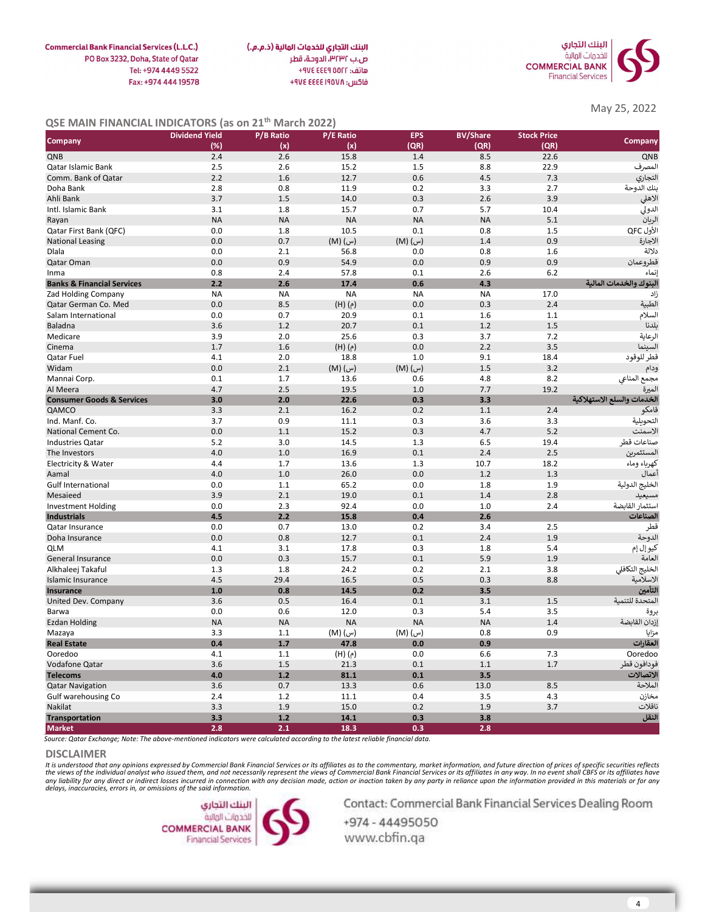Commercial Bank Financial Services (L.L.C.)
PO Box 3232, Doha, State of Qatar
Tel: +974 4449 5522
Fax: +974 444 19578

البنك التجاري للخدمات المالية (ذ.م.م.)
ص.ب ٣٢٣٢، الدوحة، قطر
هاتف: ٥٥٢٢ ٤٤٤٩ ٩٧٤+
فاكس: ١٩٥٧٨ ٤٤٤٤ ٩٧٤+

البنك التجاري للخدمات المالية
COMMERCIAL BANK Financial Services

May 25, 2022

## QSE MAIN FINANCIAL INDICATORS (as on 21th March 2022)

| Company | Dividend Yield (%) | P/B Ratio (x) | P/E Ratio (x) | EPS (QR) | BV/Share (QR) | Stock Price (QR) | Company |
|---|---|---|---|---|---|---|---|
| QNB | 2.4 | 2.6 | 15.8 | 1.4 | 8.5 | 22.6 | QNB |
| Qatar Islamic Bank | 2.5 | 2.6 | 15.2 | 1.5 | 8.8 | 22.9 | المصرف |
| Comm. Bank of Qatar | 2.2 | 1.6 | 12.7 | 0.6 | 4.5 | 7.3 | التجاري |
| Doha Bank | 2.8 | 0.8 | 11.9 | 0.2 | 3.3 | 2.7 | بنك الدوحة |
| Ahli Bank | 3.7 | 1.5 | 14.0 | 0.3 | 2.6 | 3.9 | الاهلي |
| Intl. Islamic Bank | 3.1 | 1.8 | 15.7 | 0.7 | 5.7 | 10.4 | الدولي |
| Rayan | NA | NA | NA | NA | NA | 5.1 | الريان |
| Qatar First Bank (QFC) | 0.0 | 1.8 | 10.5 | 0.1 | 0.8 | 1.5 | الأول QFC |
| National Leasing | 0.0 | 0.7 | (M) (س) | (M) (س) | 1.4 | 0.9 | الاجارة |
| Dlala | 0.0 | 2.1 | 56.8 | 0.0 | 0.8 | 1.6 | دلالة |
| Qatar Oman | 0.0 | 0.9 | 54.9 | 0.0 | 0.9 | 0.9 | قطروعمان |
| Inma | 0.8 | 2.4 | 57.8 | 0.1 | 2.6 | 6.2 | إنماء |
| **Banks & Financial Services** | **2.2** | **2.6** | **17.4** | **0.6** | **4.3** | | **البنوك والخدمات المالية** |
| Zad Holding Company | NA | NA | NA | NA | NA | 17.0 | زاد |
| Qatar German Co. Med | 0.0 | 8.5 | (H) (م) | 0.0 | 0.3 | 2.4 | الطبية |
| Salam International | 0.0 | 0.7 | 20.9 | 0.1 | 1.6 | 1.1 | السلام |
| Baladna | 3.6 | 1.2 | 20.7 | 0.1 | 1.2 | 1.5 | بلدنا |
| Medicare | 3.9 | 2.0 | 25.6 | 0.3 | 3.7 | 7.2 | الرعاية |
| Cinema | 1.7 | 1.6 | (H) (م) | 0.0 | 2.2 | 3.5 | السينما |
| Qatar Fuel | 4.1 | 2.0 | 18.8 | 1.0 | 9.1 | 18.4 | قطر للوقود |
| Widam | 0.0 | 2.1 | (M) (س) | (M) (س) | 1.5 | 3.2 | ودام |
| Mannai Corp. | 0.1 | 1.7 | 13.6 | 0.6 | 4.8 | 8.2 | مجمع المناعي |
| Al Meera | 4.7 | 2.5 | 19.5 | 1.0 | 7.7 | 19.2 | الميرة |
| **Consumer Goods & Services** | **3.0** | **2.0** | **22.6** | **0.3** | **3.3** | | **الخدمات والسلع الاستهلاكية** |
| QAMCO | 3.3 | 2.1 | 16.2 | 0.2 | 1.1 | 2.4 | قامكو |
| Ind. Manf. Co. | 3.7 | 0.9 | 11.1 | 0.3 | 3.6 | 3.3 | التحويلية |
| National Cement Co. | 0.0 | 1.1 | 15.2 | 0.3 | 4.7 | 5.2 | الاسمنت |
| Industries Qatar | 5.2 | 3.0 | 14.5 | 1.3 | 6.5 | 19.4 | صناعات قطر |
| The Investors | 4.0 | 1.0 | 16.9 | 0.1 | 2.4 | 2.5 | المستثمرين |
| Electricity & Water | 4.4 | 1.7 | 13.6 | 1.3 | 10.7 | 18.2 | كهرباء وماء |
| Aamal | 4.0 | 1.0 | 26.0 | 0.0 | 1.2 | 1.3 | أعمال |
| Gulf International | 0.0 | 1.1 | 65.2 | 0.0 | 1.8 | 1.9 | الخليج الدولية |
| Mesaieed | 3.9 | 2.1 | 19.0 | 0.1 | 1.4 | 2.8 | مسيعيد |
| Investment Holding | 0.0 | 2.3 | 92.4 | 0.0 | 1.0 | 2.4 | استثمار القابضة |
| **Industrials** | **4.5** | **2.2** | **15.8** | **0.4** | **2.6** | | **الصناعات** |
| Qatar Insurance | 0.0 | 0.7 | 13.0 | 0.2 | 3.4 | 2.5 | قطر |
| Doha Insurance | 0.0 | 0.8 | 12.7 | 0.1 | 2.4 | 1.9 | الدوحة |
| QLM | 4.1 | 3.1 | 17.8 | 0.3 | 1.8 | 5.4 | كيو إل إم |
| General Insurance | 0.0 | 0.3 | 15.7 | 0.1 | 5.9 | 1.9 | العامة |
| Alkhaleej Takaful | 1.3 | 1.8 | 24.2 | 0.2 | 2.1 | 3.8 | الخليج التكافلي |
| Islamic Insurance | 4.5 | 29.4 | 16.5 | 0.5 | 0.3 | 8.8 | الاسلامية |
| **Insurance** | **1.0** | **0.8** | **14.5** | **0.2** | **3.5** | | **التأمين** |
| United Dev. Company | 3.6 | 0.5 | 16.4 | 0.1 | 3.1 | 1.5 | المتحدة للتنمية |
| Barwa | 0.0 | 0.6 | 12.0 | 0.3 | 5.4 | 3.5 | بروة |
| Ezdan Holding | NA | NA | NA | NA | NA | 1.4 | إزدان القابضة |
| Mazaya | 3.3 | 1.1 | (M) (س) | (M) (س) | 0.8 | 0.9 | مزايا |
| **Real Estate** | **0.4** | **1.7** | **47.8** | **0.0** | **0.9** | | **العقارات** |
| Ooredoo | 4.1 | 1.1 | (H) (م) | 0.0 | 6.6 | 7.3 | Ooredoo |
| Vodafone Qatar | 3.6 | 1.5 | 21.3 | 0.1 | 1.1 | 1.7 | فودافون قطر |
| **Telecoms** | **4.0** | **1.2** | **81.1** | **0.1** | **3.5** | | **الاتصالات** |
| Qatar Navigation | 3.6 | 0.7 | 13.3 | 0.6 | 13.0 | 8.5 | الملاحة |
| Gulf warehousing Co | 2.4 | 1.2 | 11.1 | 0.4 | 3.5 | 4.3 | مخازن |
| Nakilat | 3.3 | 1.9 | 15.0 | 0.2 | 1.9 | 3.7 | ناقلات |
| **Transportation** | **3.3** | **1.2** | **14.1** | **0.3** | **3.8** | | **النقل** |
| **Market** | **2.8** | **2.1** | **18.3** | **0.3** | **2.8** | | |

*Source: Qatar Exchange; Note: The above-mentioned indicators were calculated according to the latest reliable financial data.*

## DISCLAIMER

*It is understood that any opinions expressed by Commercial Bank Financial Services or its affiliates as to the commentary, market information, and future direction of prices of specific securities reflects the views of the individual analyst who issued them, and not necessarily represent the views of Commercial Bank Financial Services or its affiliates in any way. In no event shall CBFS or its affiliates have any liability for any direct or indirect losses incurred in connection with any decision made, action or inaction taken by any party in reliance upon the information provided in this materials or for any delays, inaccuracies, errors in, or omissions of the said information.*

البنك التجاري للخدمات المالية
COMMERCIAL BANK Financial Services

Contact: Commercial Bank Financial Services Dealing Room
+974 - 44495050
www.cbfin.qa